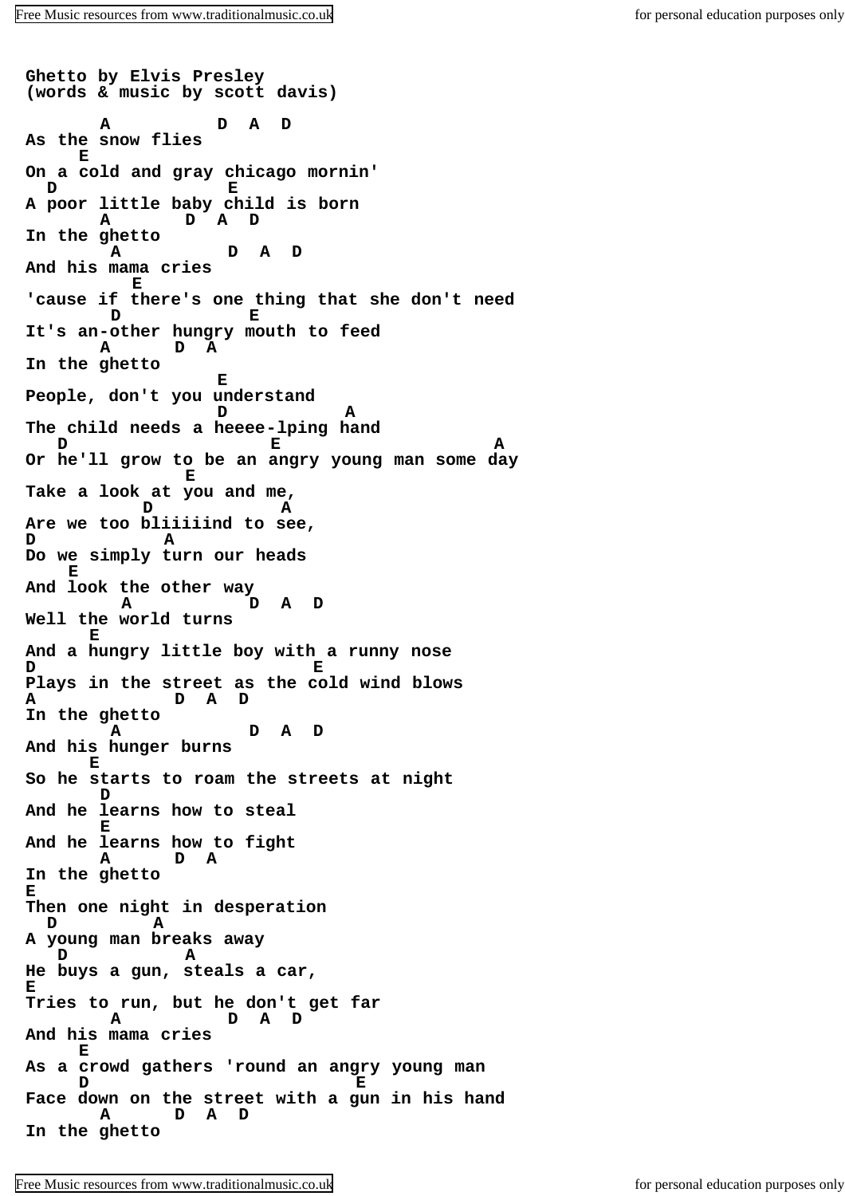```
Ghetto by Elvis Presley
(words & music by scott davis)

       A          D  A  D
As the snow flies
     E
On a cold and gray chicago mornin'
  D               E
A poor little baby child is born
       A       D  A  D
In the ghetto
        A         D  A  D
And his mama cries
          E
'cause if there's one thing that she don't need
        D            E
It's an-other hungry mouth to feed
       A      D  A
In the ghetto
                  E
People, don't you understand
                  D           A
The child needs a heeee-lping hand
   D                   E                   A
Or he'll grow to be an angry young man some day
               E
Take a look at you and me,
           D            A
Are we too bliiiiind to see,
D             A
Do we simply turn our heads
    E
And look the other way
         A           D  A  D
Well the world turns
      E
And a hungry little boy with a runny nose
D                            E
Plays in the street as the cold wind blows
A              D  A  D
In the ghetto
        A          D  A  D
And his hunger burns
      E
So he starts to roam the streets at night
       D
And he learns how to steal
       E
And he learns how to fight
       A      D  A
In the ghetto
E
Then one night in desperation
  D         A
A young man breaks away
   D          A
He buys a gun, steals a car,
E
Tries to run, but he don't get far
        A         D  A  D
And his mama cries
     E
As a crowd gathers 'round an angry young man
     D                          E
Face down on the street with a gun in his hand
       A      D  A  D
In the ghetto
```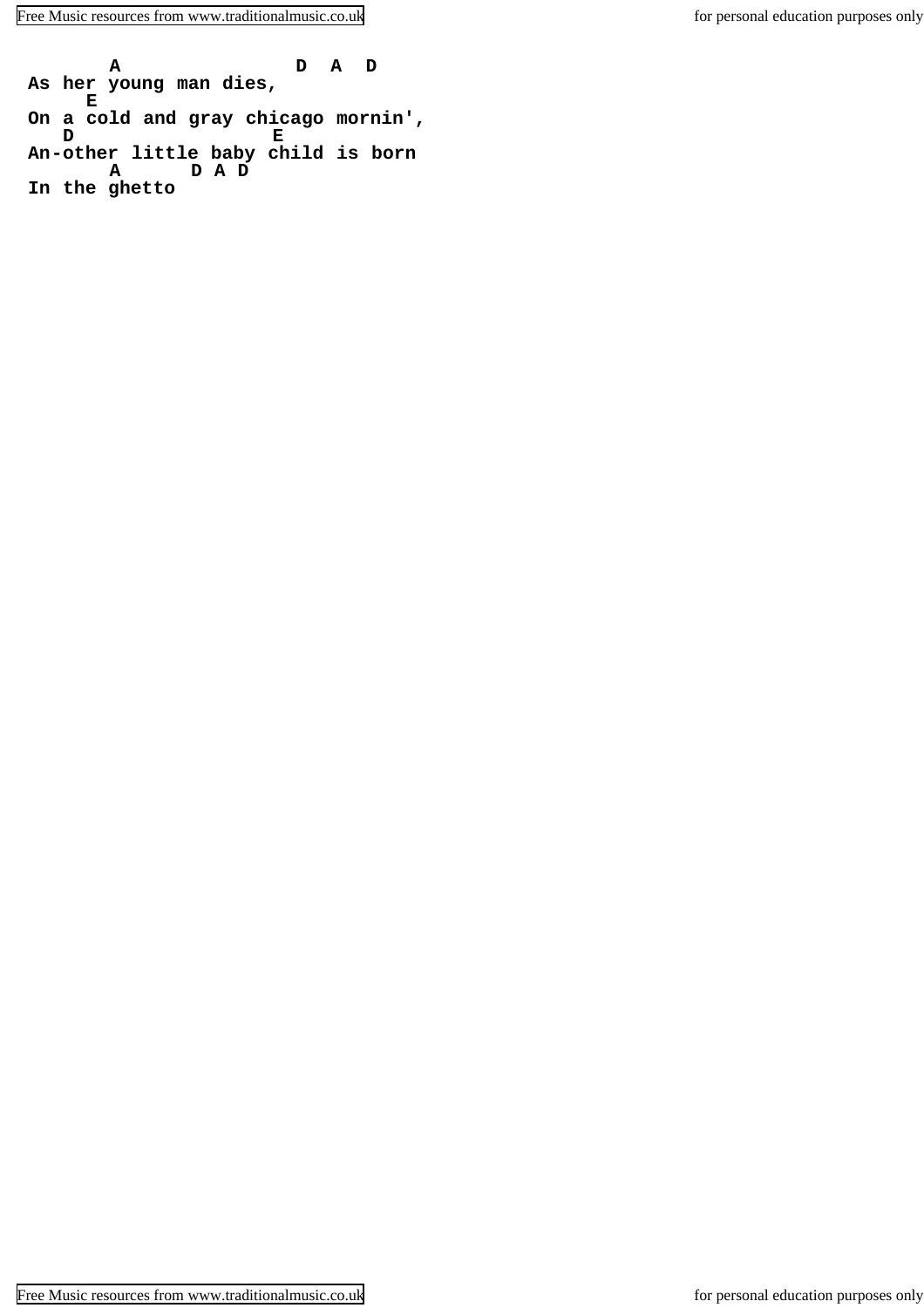```
       A               D  A  D
As her young man dies,
     E
On a cold and gray chicago mornin',
   D                 E
An-other little baby child is born
       A      D A D
In the ghetto
```